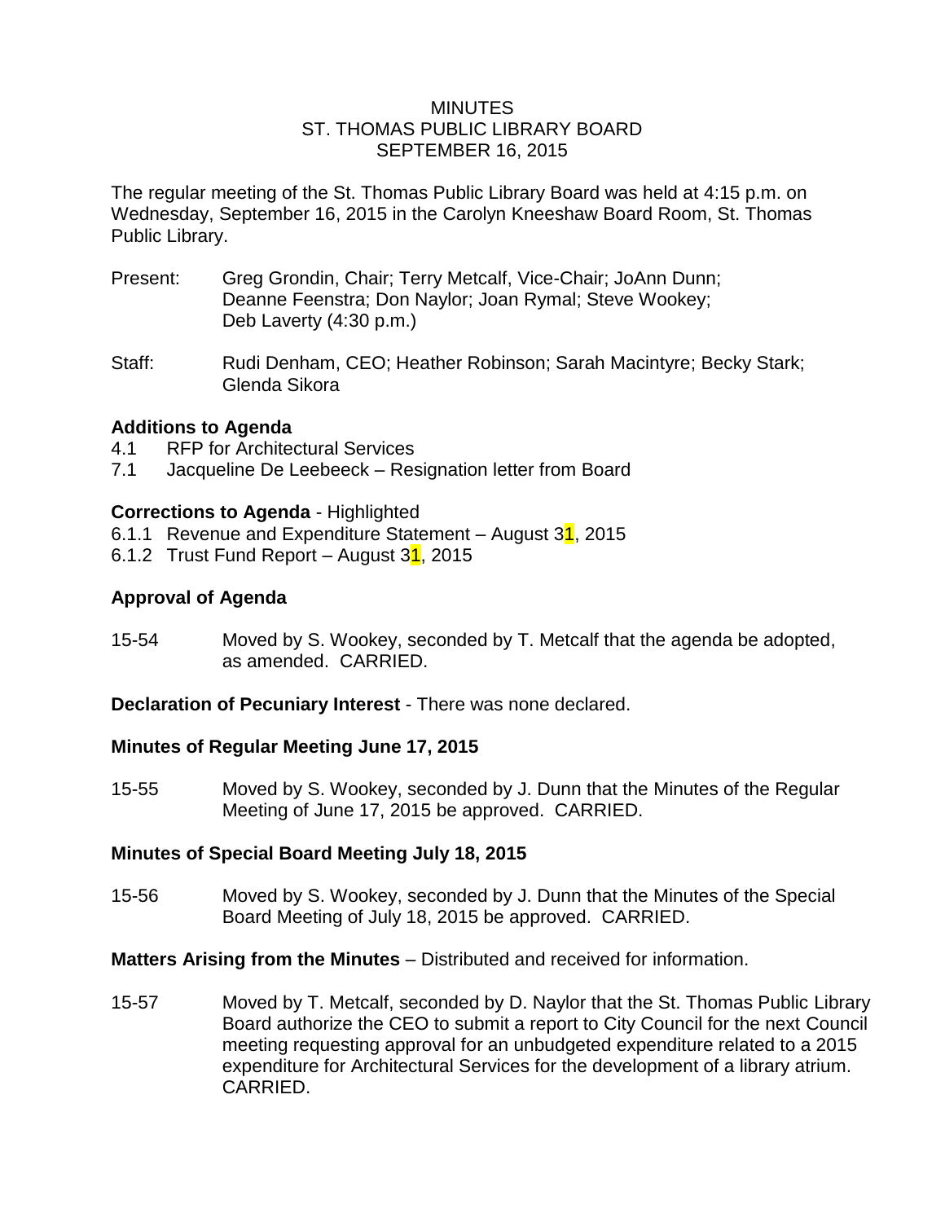# MINUTES
## ST. THOMAS PUBLIC LIBRARY BOARD
## SEPTEMBER 16, 2015

The regular meeting of the St. Thomas Public Library Board was held at 4:15 p.m. on Wednesday, September 16, 2015 in the Carolyn Kneeshaw Board Room, St. Thomas Public Library.

Present: Greg Grondin, Chair; Terry Metcalf, Vice-Chair; JoAnn Dunn; Deanne Feenstra; Don Naylor; Joan Rymal; Steve Wookey; Deb Laverty (4:30 p.m.)

Staff: Rudi Denham, CEO; Heather Robinson; Sarah Macintyre; Becky Stark; Glenda Sikora

**Additions to Agenda**

4.1 RFP for Architectural Services
7.1 Jacqueline De Leebeeck – Resignation letter from Board

**Corrections to Agenda** - Highlighted

6.1.1 Revenue and Expenditure Statement – August 31, 2015
6.1.2 Trust Fund Report – August 31, 2015

**Approval of Agenda**

15-54 Moved by S. Wookey, seconded by T. Metcalf that the agenda be adopted, as amended. CARRIED.

**Declaration of Pecuniary Interest** - There was none declared.

**Minutes of Regular Meeting June 17, 2015**

15-55 Moved by S. Wookey, seconded by J. Dunn that the Minutes of the Regular Meeting of June 17, 2015 be approved. CARRIED.

**Minutes of Special Board Meeting July 18, 2015**

15-56 Moved by S. Wookey, seconded by J. Dunn that the Minutes of the Special Board Meeting of July 18, 2015 be approved. CARRIED.

**Matters Arising from the Minutes** – Distributed and received for information.

15-57 Moved by T. Metcalf, seconded by D. Naylor that the St. Thomas Public Library Board authorize the CEO to submit a report to City Council for the next Council meeting requesting approval for an unbudgeted expenditure related to a 2015 expenditure for Architectural Services for the development of a library atrium. CARRIED.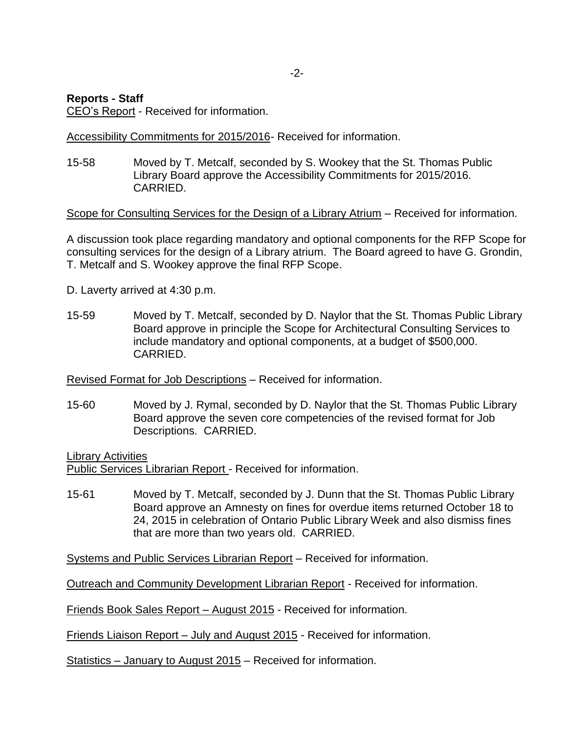**Reports - Staff**

CEO's Report - Received for information.

Accessibility Commitments for 2015/2016- Received for information.

15-58 Moved by T. Metcalf, seconded by S. Wookey that the St. Thomas Public Library Board approve the Accessibility Commitments for 2015/2016. CARRIED.

Scope for Consulting Services for the Design of a Library Atrium – Received for information.

A discussion took place regarding mandatory and optional components for the RFP Scope for consulting services for the design of a Library atrium. The Board agreed to have G. Grondin, T. Metcalf and S. Wookey approve the final RFP Scope.

D. Laverty arrived at 4:30 p.m.

15-59 Moved by T. Metcalf, seconded by D. Naylor that the St. Thomas Public Library Board approve in principle the Scope for Architectural Consulting Services to include mandatory and optional components, at a budget of $500,000. CARRIED.

Revised Format for Job Descriptions – Received for information.

15-60 Moved by J. Rymal, seconded by D. Naylor that the St. Thomas Public Library Board approve the seven core competencies of the revised format for Job Descriptions. CARRIED.

Library Activities

Public Services Librarian Report - Received for information.

15-61 Moved by T. Metcalf, seconded by J. Dunn that the St. Thomas Public Library Board approve an Amnesty on fines for overdue items returned October 18 to 24, 2015 in celebration of Ontario Public Library Week and also dismiss fines that are more than two years old. CARRIED.

Systems and Public Services Librarian Report – Received for information.

Outreach and Community Development Librarian Report - Received for information.

Friends Book Sales Report – August 2015 - Received for information.

Friends Liaison Report – July and August 2015 - Received for information.

Statistics – January to August 2015 – Received for information.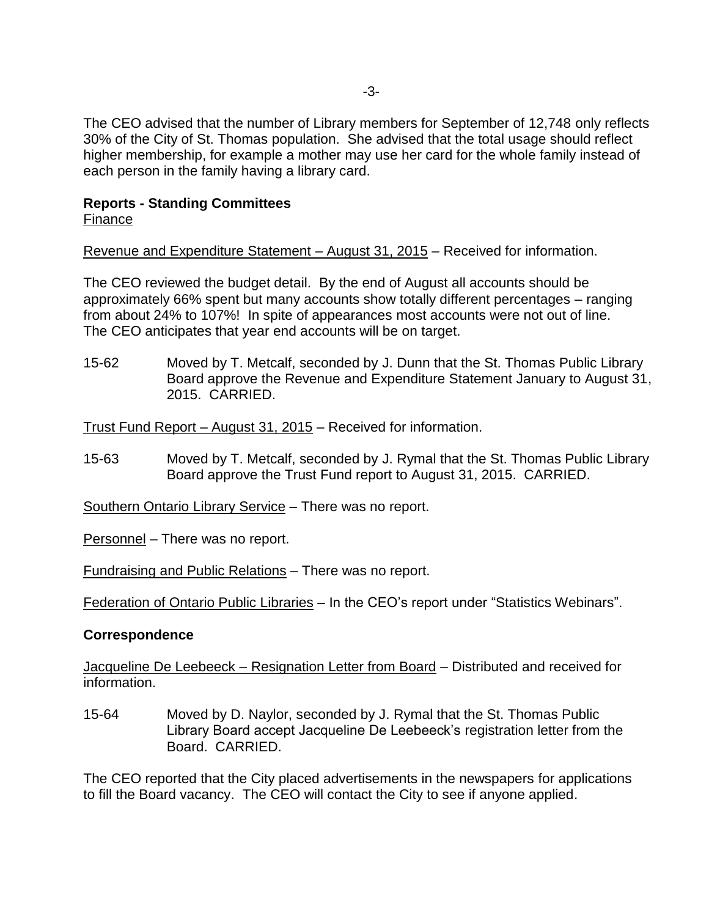The CEO advised that the number of Library members for September of 12,748 only reflects 30% of the City of St. Thomas population. She advised that the total usage should reflect higher membership, for example a mother may use her card for the whole family instead of each person in the family having a library card.

**Reports - Standing Committees**
Finance

Revenue and Expenditure Statement – August 31, 2015 – Received for information.

The CEO reviewed the budget detail. By the end of August all accounts should be approximately 66% spent but many accounts show totally different percentages – ranging from about 24% to 107%! In spite of appearances most accounts were not out of line. The CEO anticipates that year end accounts will be on target.

15-62 Moved by T. Metcalf, seconded by J. Dunn that the St. Thomas Public Library Board approve the Revenue and Expenditure Statement January to August 31, 2015. CARRIED.

Trust Fund Report – August 31, 2015 – Received for information.

15-63 Moved by T. Metcalf, seconded by J. Rymal that the St. Thomas Public Library Board approve the Trust Fund report to August 31, 2015. CARRIED.

Southern Ontario Library Service – There was no report.

Personnel – There was no report.

Fundraising and Public Relations – There was no report.

Federation of Ontario Public Libraries – In the CEO's report under "Statistics Webinars".

**Correspondence**

Jacqueline De Leebeeck – Resignation Letter from Board – Distributed and received for information.

15-64 Moved by D. Naylor, seconded by J. Rymal that the St. Thomas Public Library Board accept Jacqueline De Leebeeck's registration letter from the Board. CARRIED.

The CEO reported that the City placed advertisements in the newspapers for applications to fill the Board vacancy. The CEO will contact the City to see if anyone applied.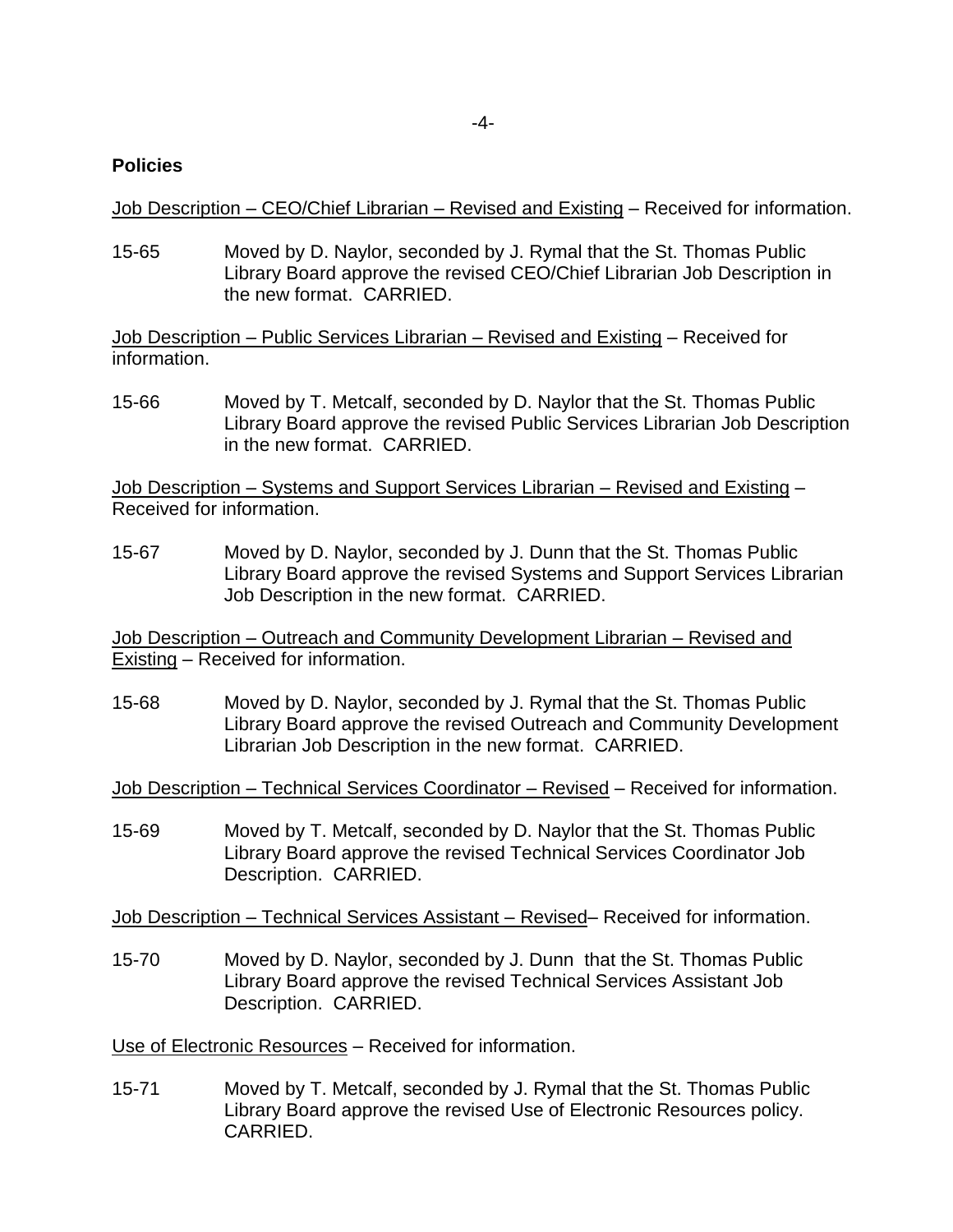**Policies**

Job Description – CEO/Chief Librarian – Revised and Existing – Received for information.

15-65 Moved by D. Naylor, seconded by J. Rymal that the St. Thomas Public Library Board approve the revised CEO/Chief Librarian Job Description in the new format. CARRIED.

Job Description – Public Services Librarian – Revised and Existing – Received for information.

15-66 Moved by T. Metcalf, seconded by D. Naylor that the St. Thomas Public Library Board approve the revised Public Services Librarian Job Description in the new format. CARRIED.

Job Description – Systems and Support Services Librarian – Revised and Existing – Received for information.

15-67 Moved by D. Naylor, seconded by J. Dunn that the St. Thomas Public Library Board approve the revised Systems and Support Services Librarian Job Description in the new format. CARRIED.

Job Description – Outreach and Community Development Librarian – Revised and Existing – Received for information.

15-68 Moved by D. Naylor, seconded by J. Rymal that the St. Thomas Public Library Board approve the revised Outreach and Community Development Librarian Job Description in the new format. CARRIED.

Job Description – Technical Services Coordinator – Revised – Received for information.

15-69 Moved by T. Metcalf, seconded by D. Naylor that the St. Thomas Public Library Board approve the revised Technical Services Coordinator Job Description. CARRIED.

Job Description – Technical Services Assistant – Revised– Received for information.

15-70 Moved by D. Naylor, seconded by J. Dunn that the St. Thomas Public Library Board approve the revised Technical Services Assistant Job Description. CARRIED.

Use of Electronic Resources – Received for information.

15-71 Moved by T. Metcalf, seconded by J. Rymal that the St. Thomas Public Library Board approve the revised Use of Electronic Resources policy. CARRIED.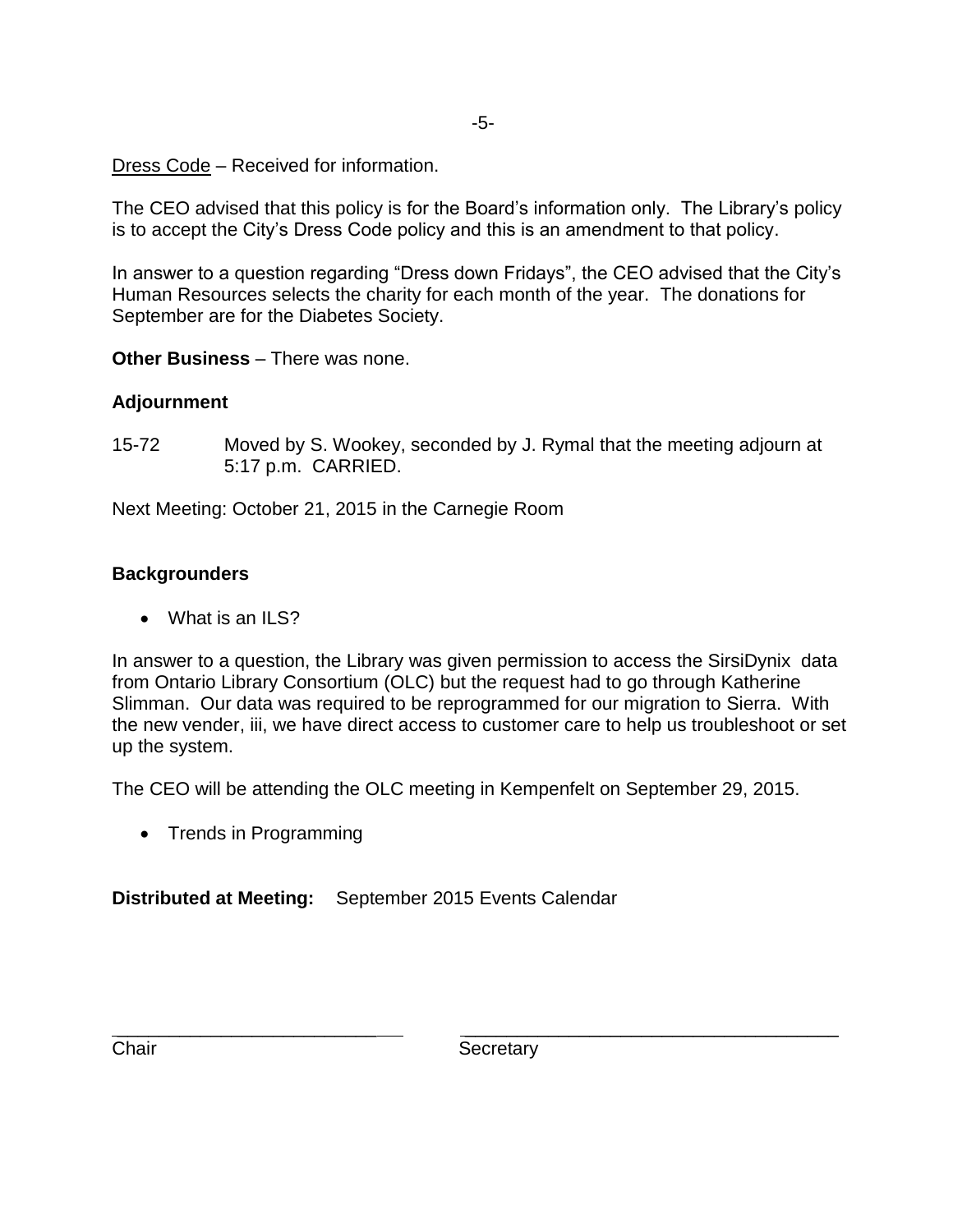Dress Code – Received for information.

The CEO advised that this policy is for the Board's information only. The Library's policy is to accept the City's Dress Code policy and this is an amendment to that policy.

In answer to a question regarding "Dress down Fridays", the CEO advised that the City's Human Resources selects the charity for each month of the year. The donations for September are for the Diabetes Society.

**Other Business** – There was none.

**Adjournment**

15-72 Moved by S. Wookey, seconded by J. Rymal that the meeting adjourn at 5:17 p.m. CARRIED.

Next Meeting: October 21, 2015 in the Carnegie Room

**Backgrounders**

- What is an ILS?

In answer to a question, the Library was given permission to access the SirsiDynix data from Ontario Library Consortium (OLC) but the request had to go through Katherine Slimman. Our data was required to be reprogrammed for our migration to Sierra. With the new vender, iii, we have direct access to customer care to help us troubleshoot or set up the system.

The CEO will be attending the OLC meeting in Kempenfelt on September 29, 2015.

- Trends in Programming

**Distributed at Meeting:** September 2015 Events Calendar

______________________________ ______________________________

Chair Secretary